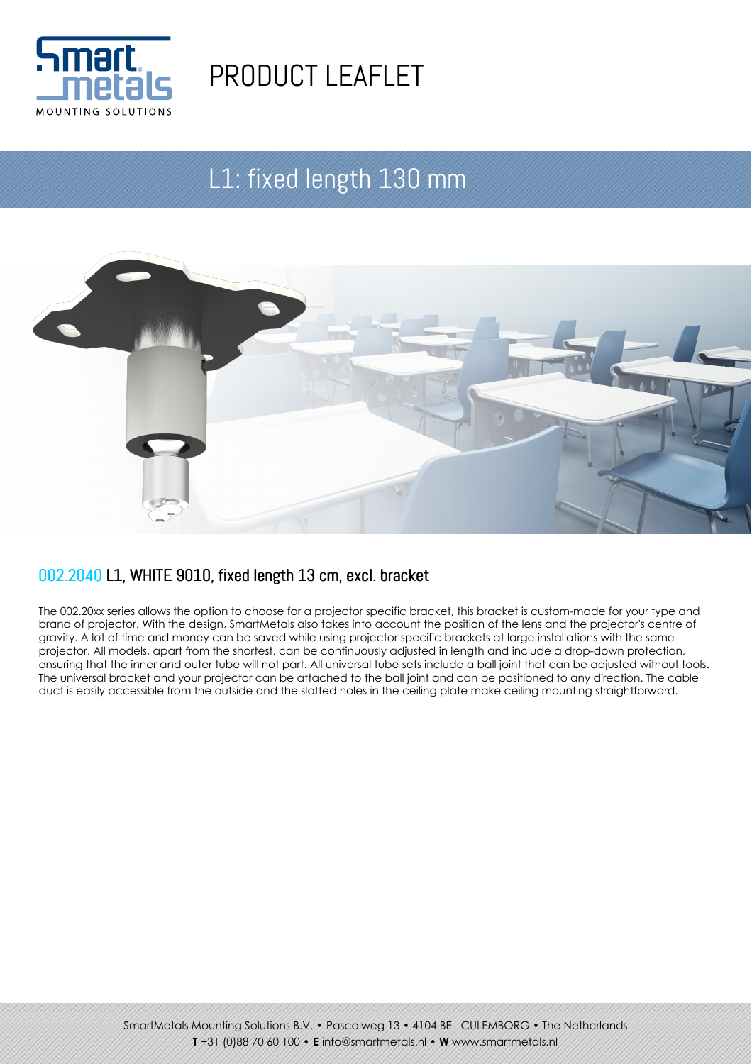# PRODUCT LEAFLET

## L1: fixed length 130 mm

### 002.2040 L1, WHITE 9010, fixed length 13 cm, excl. bracket

The 002.20xx series allows the option to choose for a projector specific bracket, this bracket is custom-made for your type and brand of projector. With the design, SmartMetals also takes into account the position of the lens and the projector's centre of gravity. A lot of time and money can be saved while using projector specific brackets at large installations with the same projector. All models, apart from the shortest, can be continuously adjusted in length and include a drop-down protection, ensuring that the inner and outer tube will not part. All universal tube sets include a ball joint that can be adjusted without tools. The universal bracket and your projector can be attached to the ball joint and can be positioned to any direction. The cable duct is easily accessible from the outside and the slotted holes in the ceiling plate make ceiling mounting straightforward.

SmartMetals Mounting Solutions B.V. • Pascalweg 13 • 4104 BE CULEMBORG • The Netherlands
**T** +31 (0)88 70 60 100 • **E** info@smartmetals.nl • **W** www.smartmetals.nl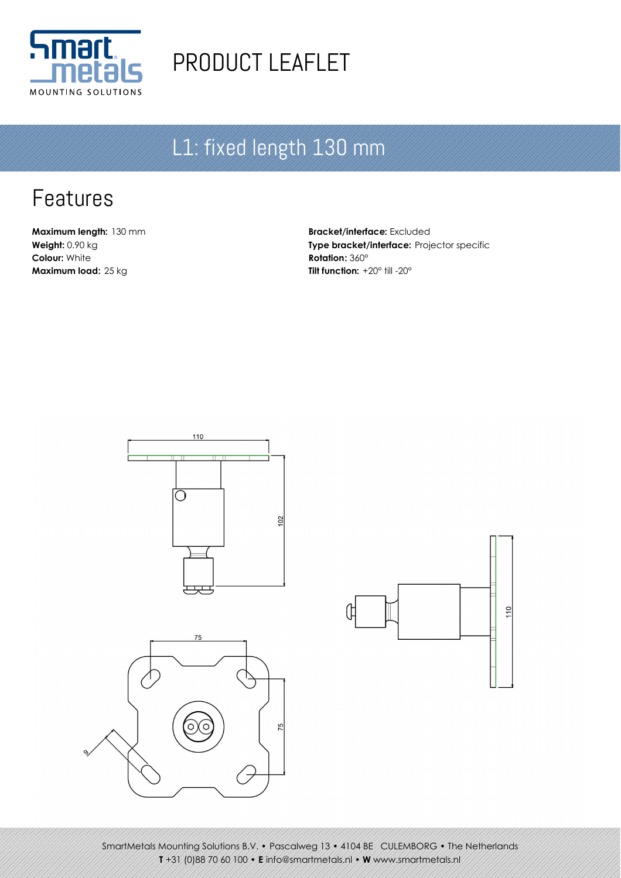# PRODUCT LEAFLET

## L1: fixed length 130 mm

## Features

**Maximum length:** 130 mm
**Weight:** 0.90 kg
**Colour:** White
**Maximum load:** 25 kg

**Bracket/interface:** Excluded
**Type bracket/interface:** Projector specific
**Rotation:** 360°
**Tilt function:** +20° till -20°

110
102
110
75
75
9